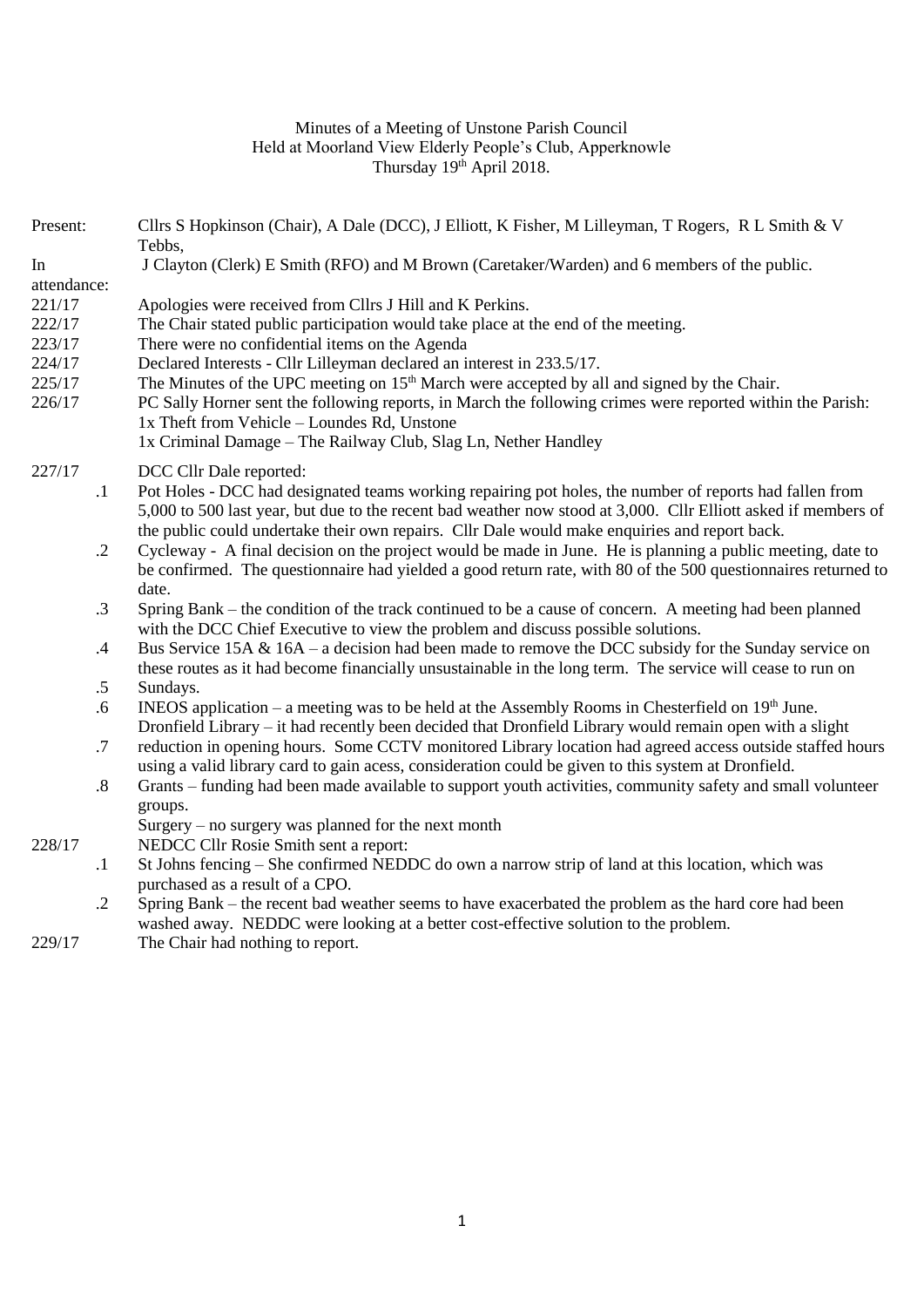Minutes of a Meeting of Unstone Parish Council
Held at Moorland View Elderly People's Club, Apperknowle
Thursday 19th April 2018.

**Present:** Cllrs S Hopkinson (Chair), A Dale (DCC), J Elliott, K Fisher, M Lilleyman, T Rogers, R L Smith & V Tebbs,

**In attendance:** J Clayton (Clerk) E Smith (RFO) and M Brown (Caretaker/Warden) and 6 members of the public.

**221/17** Apologies were received from Cllrs J Hill and K Perkins.

**222/17** The Chair stated public participation would take place at the end of the meeting.

**223/17** There were no confidential items on the Agenda

**224/17** Declared Interests - Cllr Lilleyman declared an interest in 233.5/17.

**225/17** The Minutes of the UPC meeting on 15th March were accepted by all and signed by the Chair.

**226/17** PC Sally Horner sent the following reports, in March the following crimes were reported within the Parish:
1x Theft from Vehicle – Loundes Rd, Unstone
1x Criminal Damage – The Railway Club, Slag Ln, Nether Handley

**227/17** DCC Cllr Dale reported:

.1 Pot Holes - DCC had designated teams working repairing pot holes, the number of reports had fallen from 5,000 to 500 last year, but due to the recent bad weather now stood at 3,000. Cllr Elliott asked if members of the public could undertake their own repairs. Cllr Dale would make enquiries and report back.

.2 Cycleway - A final decision on the project would be made in June. He is planning a public meeting, date to be confirmed. The questionnaire had yielded a good return rate, with 80 of the 500 questionnaires returned to date.

.3 Spring Bank – the condition of the track continued to be a cause of concern. A meeting had been planned with the DCC Chief Executive to view the problem and discuss possible solutions.

.4 Bus Service 15A & 16A – a decision had been made to remove the DCC subsidy for the Sunday service on these routes as it had become financially unsustainable in the long term. The service will cease to run on Sundays.

.5 INEOS application – a meeting was to be held at the Assembly Rooms in Chesterfield on 19th June.

.6 Dronfield Library – it had recently been decided that Dronfield Library would remain open with a slight reduction in opening hours. Some CCTV monitored Library location had agreed access outside staffed hours using a valid library card to gain acess, consideration could be given to this system at Dronfield.

.7 Grants – funding had been made available to support youth activities, community safety and small volunteer groups.

.8 Surgery – no surgery was planned for the next month

**228/17** NEDCC Cllr Rosie Smith sent a report:

.1 St Johns fencing – She confirmed NEDDC do own a narrow strip of land at this location, which was purchased as a result of a CPO.

.2 Spring Bank – the recent bad weather seems to have exacerbated the problem as the hard core had been washed away. NEDDC were looking at a better cost-effective solution to the problem.

**229/17** The Chair had nothing to report.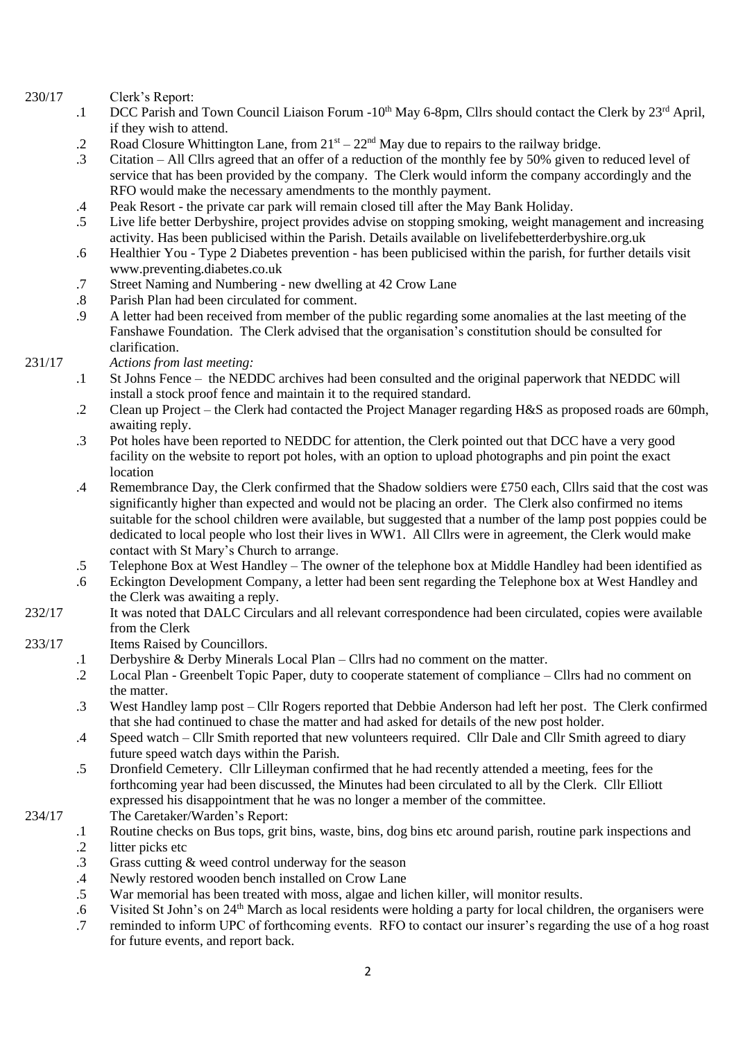230/17 Clerk's Report:

.1 DCC Parish and Town Council Liaison Forum -10th May 6-8pm, Cllrs should contact the Clerk by 23rd April, if they wish to attend.

.2 Road Closure Whittington Lane, from 21st – 22nd May due to repairs to the railway bridge.

.3 Citation – All Cllrs agreed that an offer of a reduction of the monthly fee by 50% given to reduced level of service that has been provided by the company. The Clerk would inform the company accordingly and the RFO would make the necessary amendments to the monthly payment.

.4 Peak Resort - the private car park will remain closed till after the May Bank Holiday.

.5 Live life better Derbyshire, project provides advise on stopping smoking, weight management and increasing activity. Has been publicised within the Parish. Details available on livelifebetterderbyshire.org.uk

.6 Healthier You - Type 2 Diabetes prevention - has been publicised within the parish, for further details visit www.preventing.diabetes.co.uk

.7 Street Naming and Numbering - new dwelling at 42 Crow Lane

.8 Parish Plan had been circulated for comment.

.9 A letter had been received from member of the public regarding some anomalies at the last meeting of the Fanshawe Foundation. The Clerk advised that the organisation's constitution should be consulted for clarification.

231/17 *Actions from last meeting:*

.1 St Johns Fence – the NEDDC archives had been consulted and the original paperwork that NEDDC will install a stock proof fence and maintain it to the required standard.

.2 Clean up Project – the Clerk had contacted the Project Manager regarding H&S as proposed roads are 60mph, awaiting reply.

.3 Pot holes have been reported to NEDDC for attention, the Clerk pointed out that DCC have a very good facility on the website to report pot holes, with an option to upload photographs and pin point the exact location

.4 Remembrance Day, the Clerk confirmed that the Shadow soldiers were £750 each, Cllrs said that the cost was significantly higher than expected and would not be placing an order. The Clerk also confirmed no items suitable for the school children were available, but suggested that a number of the lamp post poppies could be dedicated to local people who lost their lives in WW1. All Cllrs were in agreement, the Clerk would make contact with St Mary's Church to arrange.

.5 Telephone Box at West Handley – The owner of the telephone box at Middle Handley had been identified as

.6 Eckington Development Company, a letter had been sent regarding the Telephone box at West Handley and the Clerk was awaiting a reply.

232/17 It was noted that DALC Circulars and all relevant correspondence had been circulated, copies were available from the Clerk

233/17 Items Raised by Councillors.

.1 Derbyshire & Derby Minerals Local Plan – Cllrs had no comment on the matter.

.2 Local Plan - Greenbelt Topic Paper, duty to cooperate statement of compliance – Cllrs had no comment on the matter.

.3 West Handley lamp post – Cllr Rogers reported that Debbie Anderson had left her post. The Clerk confirmed that she had continued to chase the matter and had asked for details of the new post holder.

.4 Speed watch – Cllr Smith reported that new volunteers required. Cllr Dale and Cllr Smith agreed to diary future speed watch days within the Parish.

.5 Dronfield Cemetery. Cllr Lilleyman confirmed that he had recently attended a meeting, fees for the forthcoming year had been discussed, the Minutes had been circulated to all by the Clerk. Cllr Elliott expressed his disappointment that he was no longer a member of the committee.

234/17 The Caretaker/Warden's Report:

.1 Routine checks on Bus tops, grit bins, waste, bins, dog bins etc around parish, routine park inspections and

.2 litter picks etc

.3 Grass cutting & weed control underway for the season

.4 Newly restored wooden bench installed on Crow Lane

.5 War memorial has been treated with moss, algae and lichen killer, will monitor results.

.6 Visited St John's on 24th March as local residents were holding a party for local children, the organisers were

.7 reminded to inform UPC of forthcoming events. RFO to contact our insurer's regarding the use of a hog roast for future events, and report back.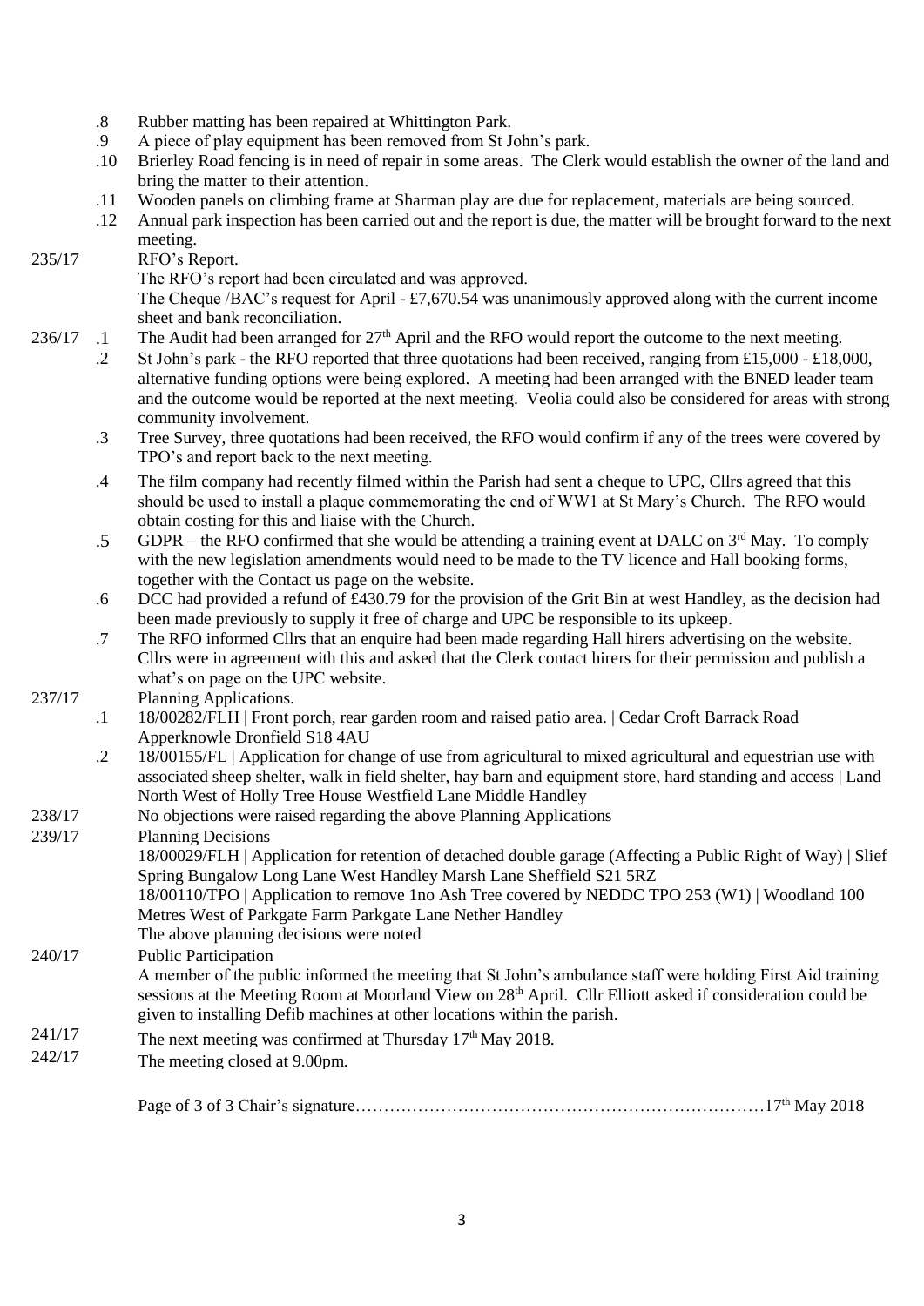.8 Rubber matting has been repaired at Whittington Park.

.9 A piece of play equipment has been removed from St John's park.

.10 Brierley Road fencing is in need of repair in some areas. The Clerk would establish the owner of the land and bring the matter to their attention.

.11 Wooden panels on climbing frame at Sharman play are due for replacement, materials are being sourced.

.12 Annual park inspection has been carried out and the report is due, the matter will be brought forward to the next meeting.

235/17 RFO's Report.

The RFO's report had been circulated and was approved.

The Cheque /BAC's request for April - £7,670.54 was unanimously approved along with the current income sheet and bank reconciliation.

236/17 .1 The Audit had been arranged for 27th April and the RFO would report the outcome to the next meeting.

.2 St John's park - the RFO reported that three quotations had been received, ranging from £15,000 - £18,000, alternative funding options were being explored. A meeting had been arranged with the BNED leader team and the outcome would be reported at the next meeting. Veolia could also be considered for areas with strong community involvement.

.3 Tree Survey, three quotations had been received, the RFO would confirm if any of the trees were covered by TPO's and report back to the next meeting.

.4 The film company had recently filmed within the Parish had sent a cheque to UPC, Cllrs agreed that this should be used to install a plaque commemorating the end of WW1 at St Mary's Church. The RFO would obtain costing for this and liaise with the Church.

.5 GDPR – the RFO confirmed that she would be attending a training event at DALC on 3rd May. To comply with the new legislation amendments would need to be made to the TV licence and Hall booking forms, together with the Contact us page on the website.

.6 DCC had provided a refund of £430.79 for the provision of the Grit Bin at west Handley, as the decision had been made previously to supply it free of charge and UPC be responsible to its upkeep.

.7 The RFO informed Cllrs that an enquire had been made regarding Hall hirers advertising on the website. Cllrs were in agreement with this and asked that the Clerk contact hirers for their permission and publish a what's on page on the UPC website.

237/17 Planning Applications.

.1 18/00282/FLH | Front porch, rear garden room and raised patio area. | Cedar Croft Barrack Road Apperknowle Dronfield S18 4AU

.2 18/00155/FL | Application for change of use from agricultural to mixed agricultural and equestrian use with associated sheep shelter, walk in field shelter, hay barn and equipment store, hard standing and access | Land North West of Holly Tree House Westfield Lane Middle Handley

238/17 No objections were raised regarding the above Planning Applications

239/17 Planning Decisions

18/00029/FLH | Application for retention of detached double garage (Affecting a Public Right of Way) | Slief Spring Bungalow Long Lane West Handley Marsh Lane Sheffield S21 5RZ

18/00110/TPO | Application to remove 1no Ash Tree covered by NEDDC TPO 253 (W1) | Woodland 100 Metres West of Parkgate Farm Parkgate Lane Nether Handley

The above planning decisions were noted

240/17 Public Participation

A member of the public informed the meeting that St John's ambulance staff were holding First Aid training sessions at the Meeting Room at Moorland View on 28th April. Cllr Elliott asked if consideration could be given to installing Defib machines at other locations within the parish.

241/17 The next meeting was confirmed at Thursday 17th May 2018.

242/17 The meeting closed at 9.00pm.

Chair's signature…………………………………………………………………17th May 2018